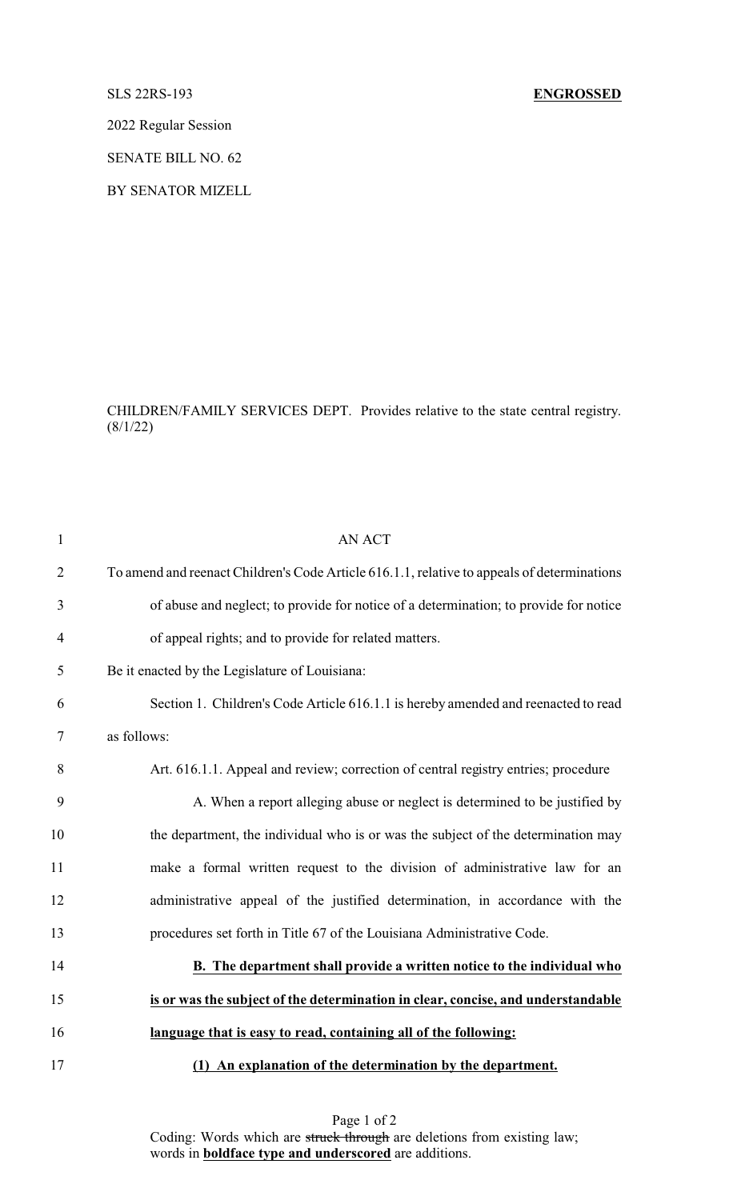SLS 22RS-193 **ENGROSSED**

2022 Regular Session

SENATE BILL NO. 62

BY SENATOR MIZELL

CHILDREN/FAMILY SERVICES DEPT. Provides relative to the state central registry. (8/1/22)

AN ACT

To amend and reenact Children's Code Article 616.1.1, relative to appeals of determinations of abuse and neglect; to provide for notice of a determination; to provide for notice of appeal rights; and to provide for related matters.

Be it enacted by the Legislature of Louisiana:

Section 1. Children's Code Article 616.1.1 is hereby amended and reenacted to read as follows:

Art. 616.1.1. Appeal and review; correction of central registry entries; procedure

A. When a report alleging abuse or neglect is determined to be justified by the department, the individual who is or was the subject of the determination may make a formal written request to the division of administrative law for an administrative appeal of the justified determination, in accordance with the procedures set forth in Title 67 of the Louisiana Administrative Code.

**B. The department shall provide a written notice to the individual who is or was the subject of the determination in clear, concise, and understandable language that is easy to read, containing all of the following:**

**(1) An explanation of the determination by the department.**

Coding: Words which are ~~struck through~~ are deletions from existing law; words in **boldface type and underscored** are additions.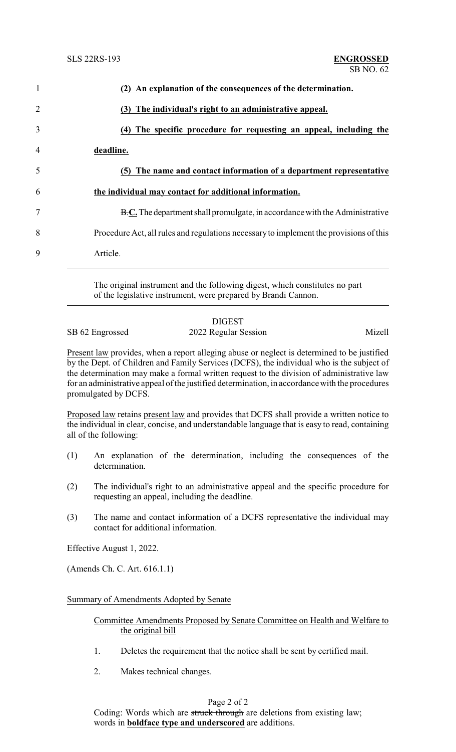**(2) An explanation of the consequences of the determination.**

**(3) The individual's right to an administrative appeal.**

**(4) The specific procedure for requesting an appeal, including the deadline.**

**(5) The name and contact information of a department representative the individual may contact for additional information.**

~~B.~~**C.** The department shall promulgate, in accordance with the Administrative Procedure Act, all rules and regulations necessary to implement the provisions of this Article.

---

The original instrument and the following digest, which constitutes no part of the legislative instrument, were prepared by Brandi Cannon.

---

DIGEST

SB 62 Engrossed — 2022 Regular Session — Mizell

Present law provides, when a report alleging abuse or neglect is determined to be justified by the Dept. of Children and Family Services (DCFS), the individual who is the subject of the determination may make a formal written request to the division of administrative law for an administrative appeal of the justified determination, in accordance with the procedures promulgated by DCFS.

Proposed law retains present law and provides that DCFS shall provide a written notice to the individual in clear, concise, and understandable language that is easy to read, containing all of the following:

(1) An explanation of the determination, including the consequences of the determination.

(2) The individual's right to an administrative appeal and the specific procedure for requesting an appeal, including the deadline.

(3) The name and contact information of a DCFS representative the individual may contact for additional information.

Effective August 1, 2022.

(Amends Ch. C. Art. 616.1.1)

Summary of Amendments Adopted by Senate

Committee Amendments Proposed by Senate Committee on Health and Welfare to the original bill

1. Deletes the requirement that the notice shall be sent by certified mail.

2. Makes technical changes.

Coding: Words which are ~~struck through~~ are deletions from existing law; words in **boldface type and underscored** are additions.